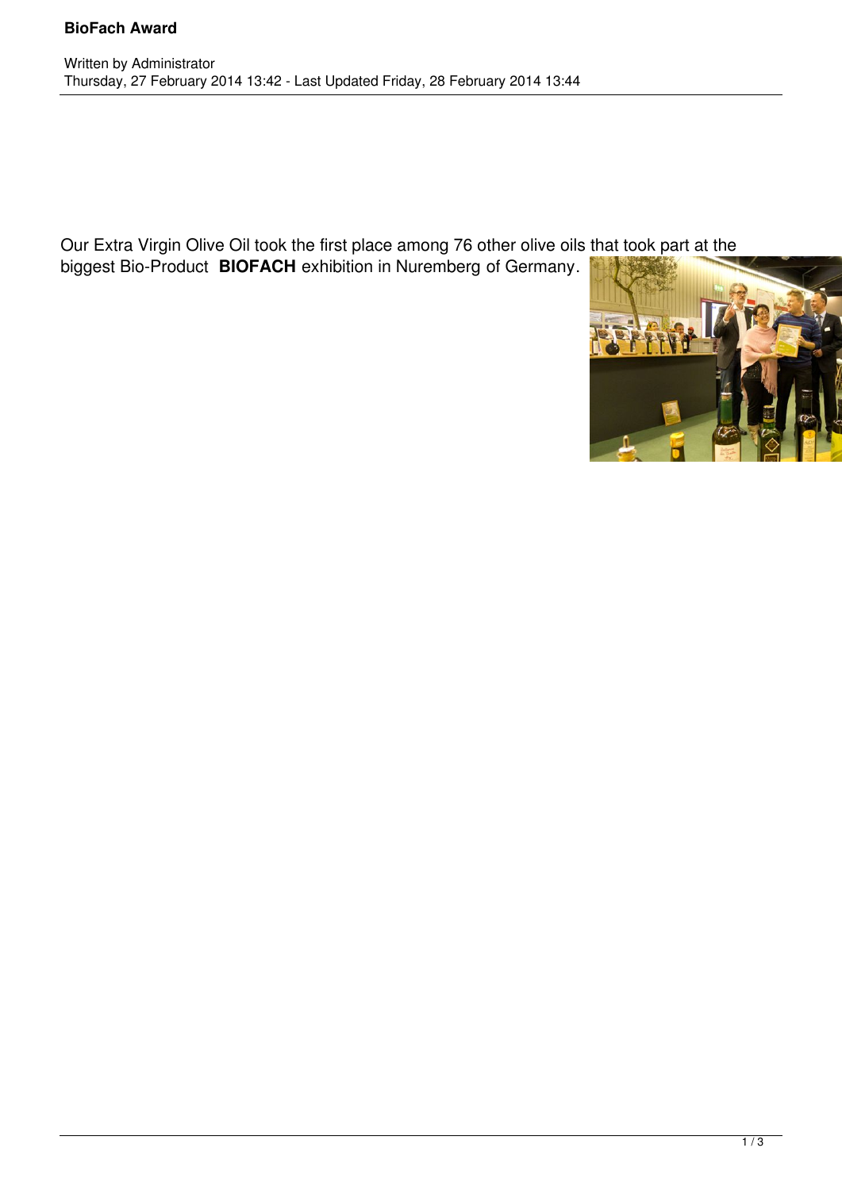# BioFach Award

Written by Administrator
Thursday, 27 February 2014 13:42 - Last Updated Friday, 28 February 2014 13:44

Our Extra Virgin Olive Oil took the first place among 76 other olive oils that took part at the biggest Bio-Product **BIOFACH** exhibition in Nuremberg of Germany.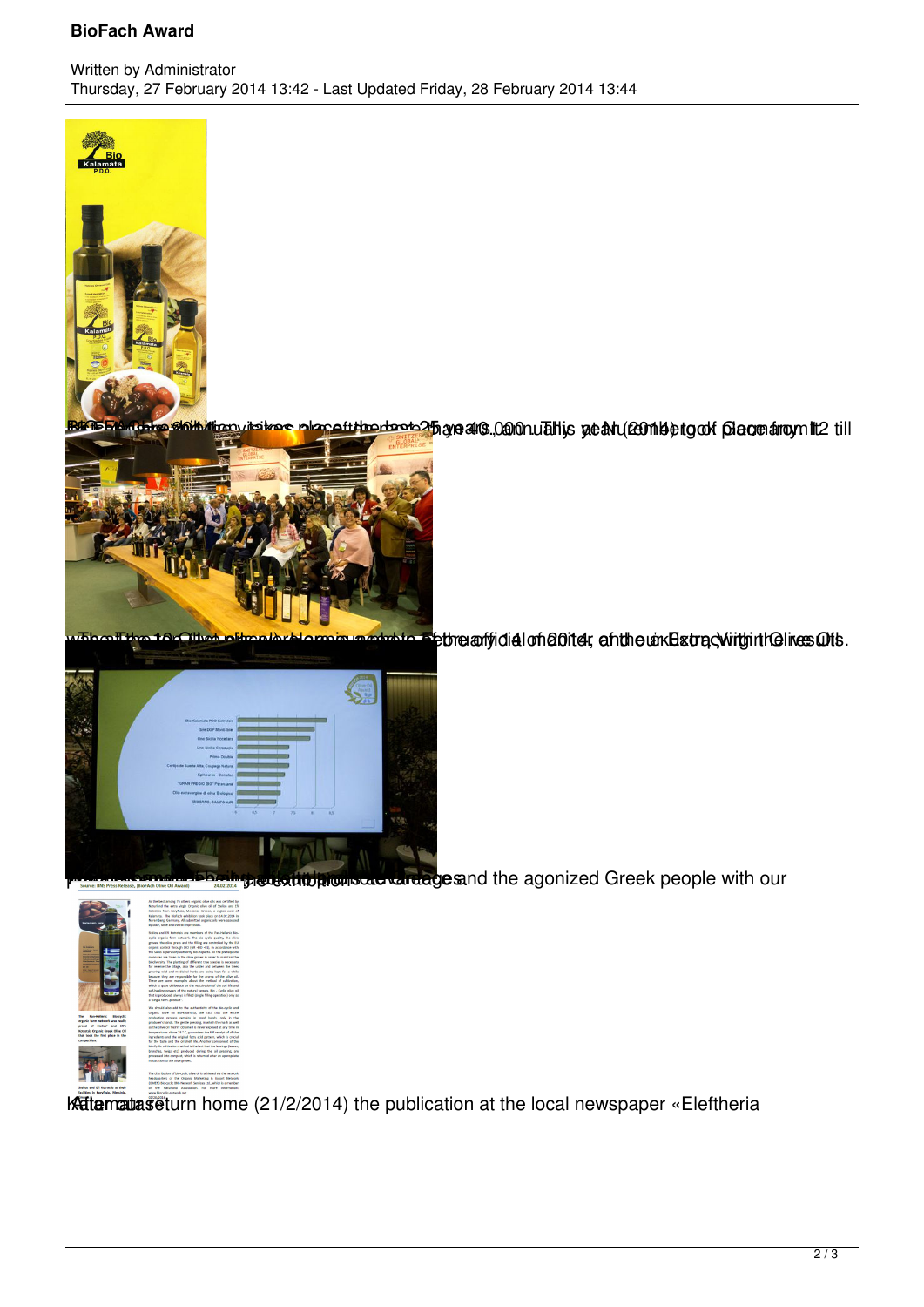BioFach Award

Written by Administrator
Thursday, 27 February 2014 13:42 - Last Updated Friday, 28 February 2014 13:44

BioFach 2014 exhibition takes place for the last 25 years annually. This year (2014) took place from 12 till

The 10 Olive oils were announced, the official ranking, and the Extra Virgin Olive Oils.

and the agonized Greek people with our

Kalamata return home (21/2/2014) the publication at the local newspaper «Eleftheria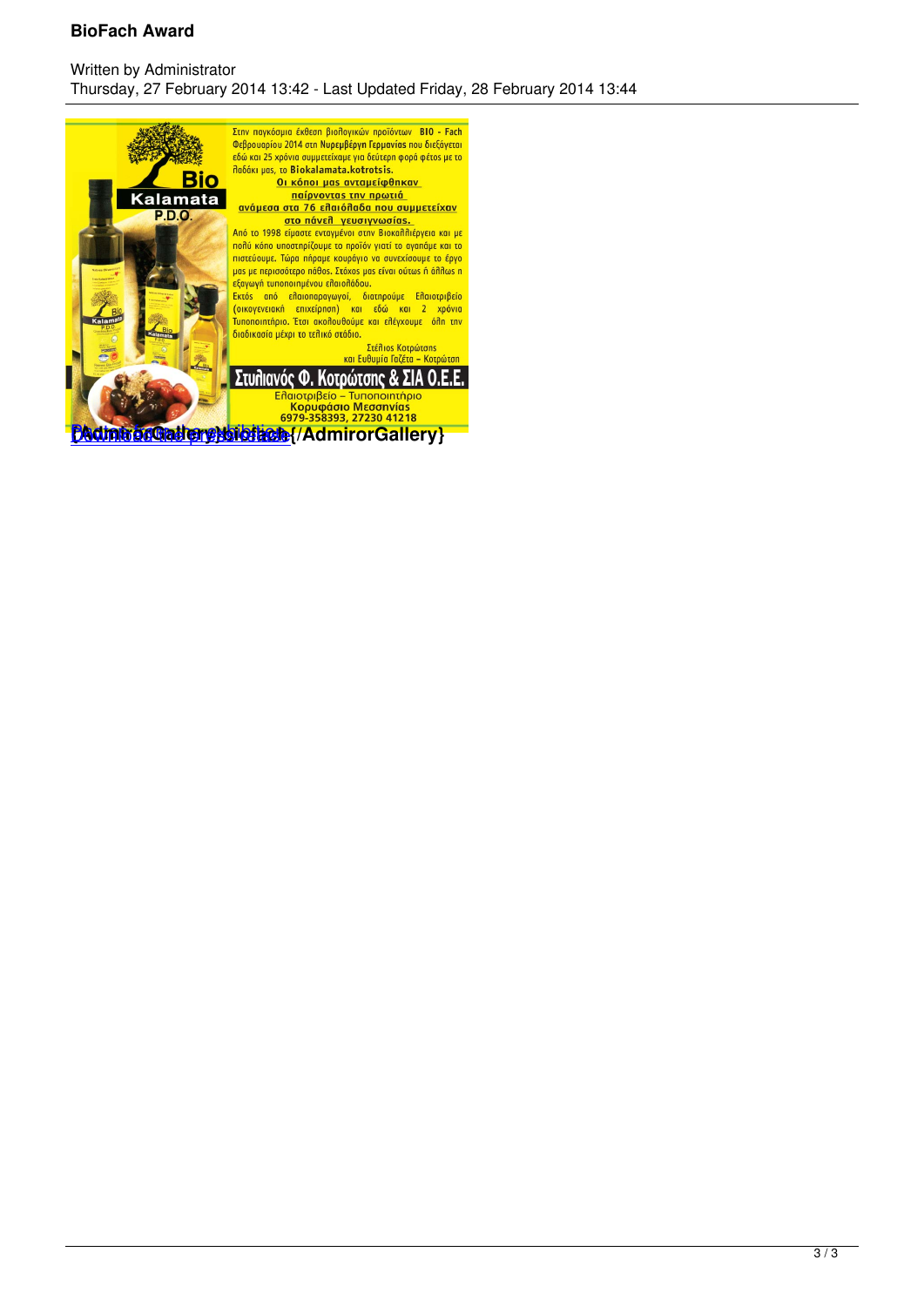Bio Kalamata P.D.O.

Στην παγκόσμια έκθεση βιολογικών προϊόντων **BIO - Fach** Φεβρουαρίου 2014 στη **Νυρεμβέργη Γερμανίας** που διεξάγεται εδώ και 25 χρόνια συμμετείχαμε για δεύτερη φορά φέτος με το λαδάκι μας, το **Biokalamata.kotrotsis.**

**Οι κόποι μας ανταμείφθηκαν παίρνοντας την πρωτιά ανάμεσα στα 76 ελαιόλαδα που συμμετείχαν στο πάνελ γευσιγνωσίας.**

Από το 1998 είμαστε ενταγμένοι στην Βιοκαλλιέργεια και με πολύ κόπο υποστηρίζουμε το προϊόν γιατί το αγαπάμε και το πιστεύουμε. Τώρα πήραμε κουράγιο να συνεχίσουμε το έργο μας με περισσότερο πάθος. Στόχος μας είναι ούτως ή άλλως η εξαγωγή τυποποιημένου ελαιολάδου.

Εκτός από ελαιοπαραγωγοί, διατηρούμε Ελαιοτριβείο (οικογενειακή επιχείρηση) και εδώ και 2 χρόνια Τυποποιητήριο. Έτσι ακολουθούμε και ελέγχουμε όλη την διαδικασία μέχρι το τελικό στάδιο.

Στέλιος Κοτρώτσης
και Ευθυμία Γαζέτα – Κοτρώτση

**Στυλιανός Φ. Κοτρώτσης & ΣΙΑ Ο.Ε.Ε.**

Ελαιοτριβείο – Τυποποιητήριο
**Κορυφάσιο Μεσσηνίας**
**6979-358393, 27230 41218**

Download the presentation {/AdmirorGallery}